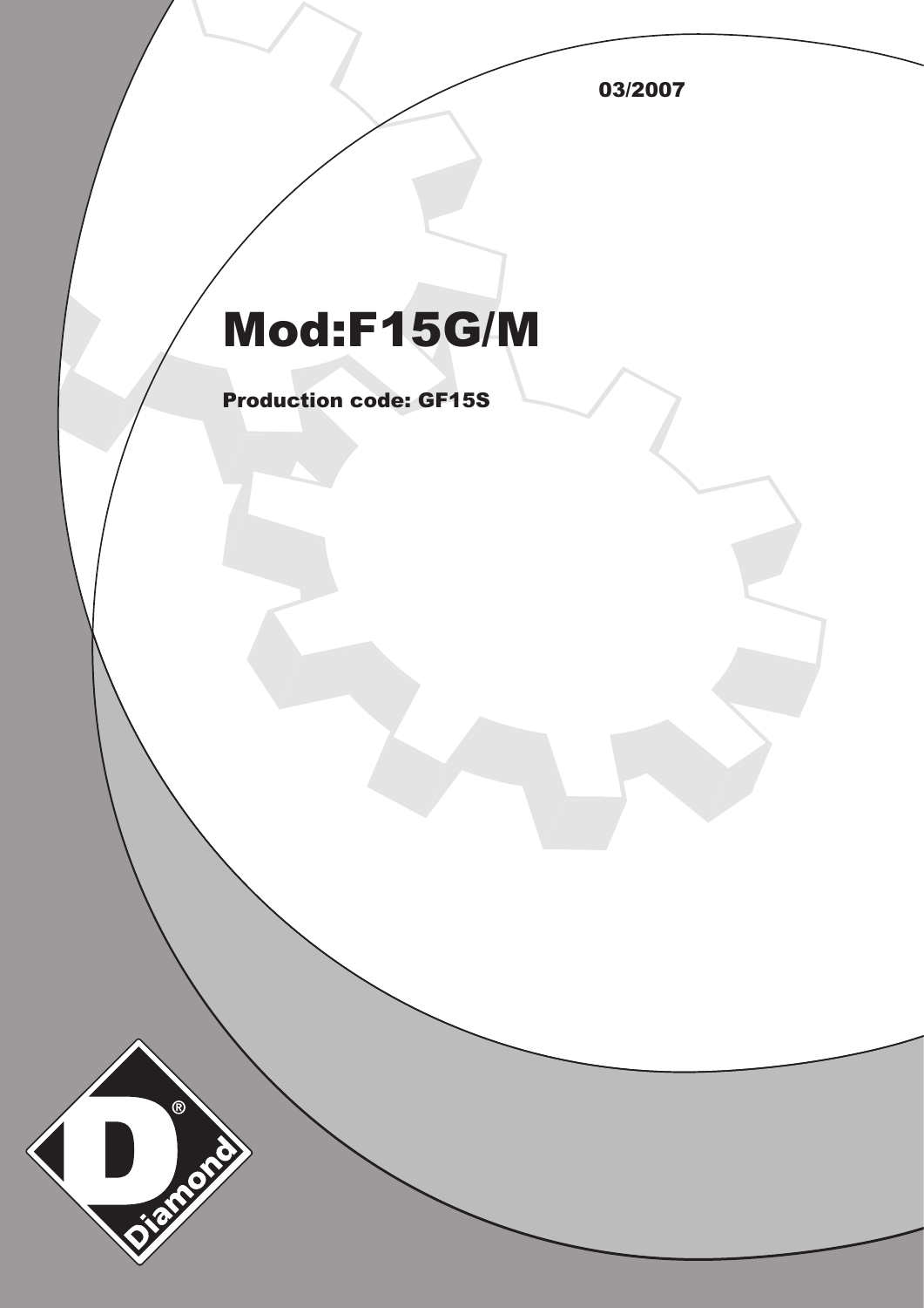03/2007

# Mod:F15G/M

**Production code: GF15S**

Diamond®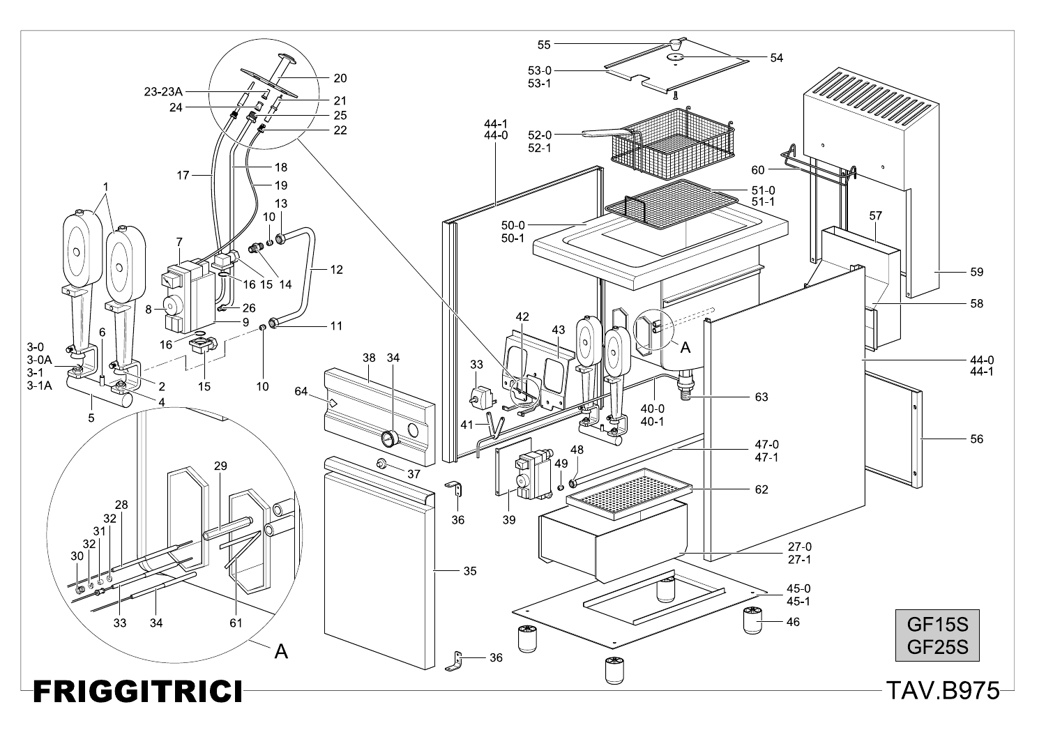**FRIGGITRICI**

GF15S
GF25S

TAV.B975

1
3-0
3-0A
3-1
3-1A
6
2
4
5
7
8
9
16
15
26
10
13
14
12
11
17
18
19
20
21
22
23-23A
24
25
28
29
30
31
32
33
34
61
A
38
64
35
36
37
33
41
42
43
39
49
48
40-0
40-1
44-1
44-0
50-0
50-1
51-0
51-1
52-0
52-1
53-0
53-1
54
55
60
57
59
58
63
47-0
47-1
62
27-0
27-1
45-0
45-1
46
56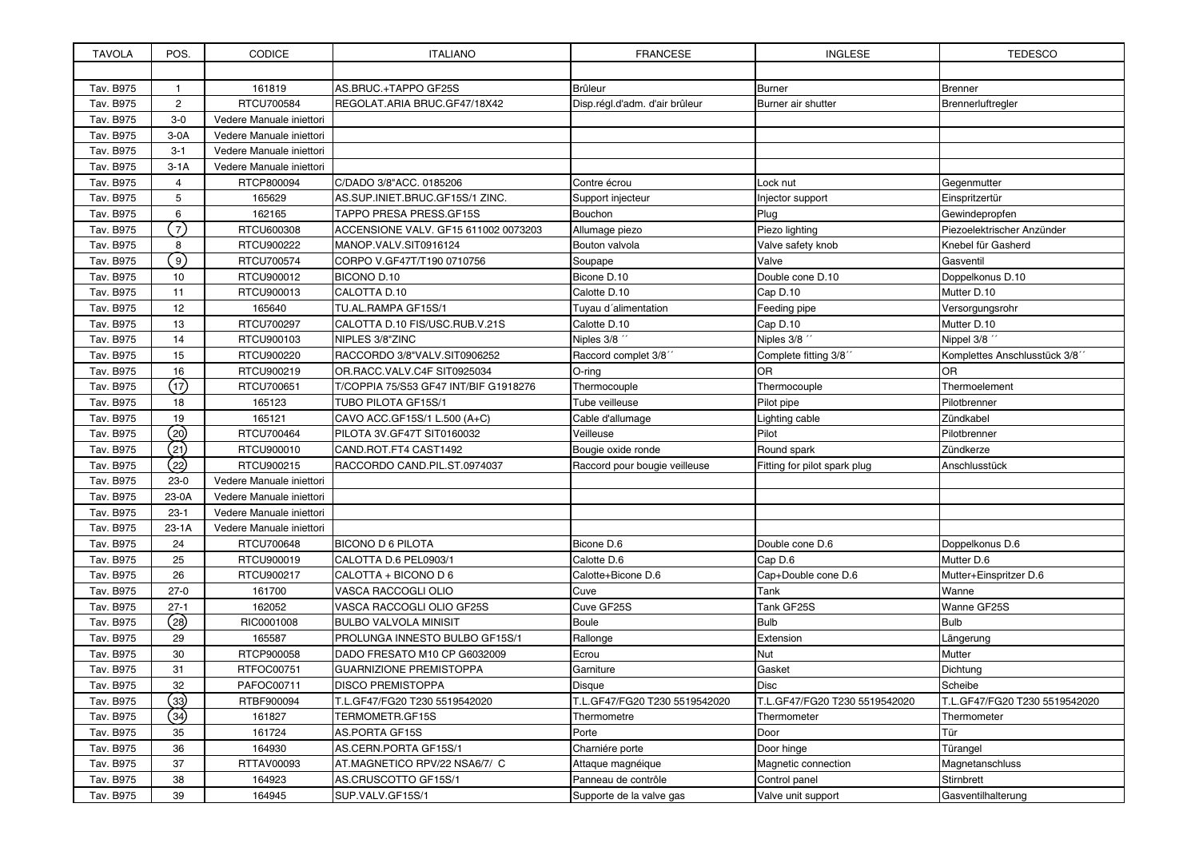| TAVOLA | POS. | CODICE | ITALIANO | FRANCESE | INGLESE | TEDESCO |
|---|---|---|---|---|---|---|
| | | | | | | |
| Tav. B975 | 1 | 161819 | AS.BRUC.+TAPPO GF25S | Brûleur | Burner | Brenner |
| Tav. B975 | 2 | RTCU700584 | REGOLAT.ARIA BRUC.GF47/18X42 | Disp.régl.d'adm. d'air brûleur | Burner air shutter | Brennerluftregler |
| Tav. B975 | 3-0 | Vedere Manuale iniettori | | | | |
| Tav. B975 | 3-0A | Vedere Manuale iniettori | | | | |
| Tav. B975 | 3-1 | Vedere Manuale iniettori | | | | |
| Tav. B975 | 3-1A | Vedere Manuale iniettori | | | | |
| Tav. B975 | 4 | RTCP800094 | C/DADO 3/8"ACC. 0185206 | Contre écrou | Lock nut | Gegenmutter |
| Tav. B975 | 5 | 165629 | AS.SUP.INIET.BRUC.GF15S/1 ZINC. | Support injecteur | Injector support | Einspritzertür |
| Tav. B975 | 6 | 162165 | TAPPO PRESA PRESS.GF15S | Bouchon | Plug | Gewindepropfen |
| Tav. B975 | (7) | RTCU600308 | ACCENSIONE VALV. GF15 611002 0073203 | Allumage piezo | Piezo lighting | Piezoelektrischer Anzünder |
| Tav. B975 | 8 | RTCU900222 | MANOP.VALV.SIT0916124 | Bouton valvola | Valve safety knob | Knebel für Gasherd |
| Tav. B975 | (9) | RTCU700574 | CORPO V.GF47T/T190 0710756 | Soupape | Valve | Gasventil |
| Tav. B975 | 10 | RTCU900012 | BICONO D.10 | Bicone D.10 | Double cone D.10 | Doppelkonus D.10 |
| Tav. B975 | 11 | RTCU900013 | CALOTTA D.10 | Calotte D.10 | Cap D.10 | Mutter D.10 |
| Tav. B975 | 12 | 165640 | TU.AL.RAMPA GF15S/1 | Tuyau d´alimentation | Feeding pipe | Versorgungsrohr |
| Tav. B975 | 13 | RTCU700297 | CALOTTA D.10 FIS/USC.RUB.V.21S | Calotte D.10 | Cap D.10 | Mutter D.10 |
| Tav. B975 | 14 | RTCU900103 | NIPLES 3/8"ZINC | Niples 3/8 ´´ | Niples 3/8 ´´ | Nippel 3/8 ´´ |
| Tav. B975 | 15 | RTCU900220 | RACCORDO 3/8"VALV.SIT0906252 | Raccord complet 3/8´´ | Complete fitting 3/8´´ | Komplettes Anschlusstück 3/8´´ |
| Tav. B975 | 16 | RTCU900219 | OR.RACC.VALV.C4F SIT0925034 | O-ring | OR | OR |
| Tav. B975 | (17) | RTCU700651 | T/COPPIA 75/S53 GF47 INT/BIF G1918276 | Thermocouple | Thermocouple | Thermoelement |
| Tav. B975 | 18 | 165123 | TUBO PILOTA GF15S/1 | Tube veilleuse | Pilot pipe | Pilotbrenner |
| Tav. B975 | 19 | 165121 | CAVO ACC.GF15S/1 L.500 (A+C) | Cable d'allumage | Lighting cable | Zündkabel |
| Tav. B975 | (20) | RTCU700464 | PILOTA 3V.GF47T SIT0160032 | Veilleuse | Pilot | Pilotbrenner |
| Tav. B975 | (21) | RTCU900010 | CAND.ROT.FT4 CAST1492 | Bougie oxide ronde | Round spark | Zündkerze |
| Tav. B975 | (22) | RTCU900215 | RACCORDO CAND.PIL.ST.0974037 | Raccord pour bougie veilleuse | Fitting for pilot spark plug | Anschlusstück |
| Tav. B975 | 23-0 | Vedere Manuale iniettori | | | | |
| Tav. B975 | 23-0A | Vedere Manuale iniettori | | | | |
| Tav. B975 | 23-1 | Vedere Manuale iniettori | | | | |
| Tav. B975 | 23-1A | Vedere Manuale iniettori | | | | |
| Tav. B975 | 24 | RTCU700648 | BICONO D 6 PILOTA | Bicone D.6 | Double cone D.6 | Doppelkonus D.6 |
| Tav. B975 | 25 | RTCU900019 | CALOTTA D.6 PEL0903/1 | Calotte D.6 | Cap D.6 | Mutter D.6 |
| Tav. B975 | 26 | RTCU900217 | CALOTTA + BICONO D 6 | Calotte+Bicone D.6 | Cap+Double cone D.6 | Mutter+Einspritzer D.6 |
| Tav. B975 | 27-0 | 161700 | VASCA RACCOGLI OLIO | Cuve | Tank | Wanne |
| Tav. B975 | 27-1 | 162052 | VASCA RACCOGLI OLIO GF25S | Cuve GF25S | Tank GF25S | Wanne GF25S |
| Tav. B975 | (28) | RIC0001008 | BULBO VALVOLA MINISIT | Boule | Bulb | Bulb |
| Tav. B975 | 29 | 165587 | PROLUNGA INNESTO BULBO GF15S/1 | Rallonge | Extension | Längerung |
| Tav. B975 | 30 | RTCP900058 | DADO FRESATO M10 CP G6032009 | Ecrou | Nut | Mutter |
| Tav. B975 | 31 | RTFOC00751 | GUARNIZIONE PREMISTOPPA | Garniture | Gasket | Dichtung |
| Tav. B975 | 32 | PAFOC00711 | DISCO PREMISTOPPA | Disque | Disc | Scheibe |
| Tav. B975 | (33) | RTBF900094 | T.L.GF47/FG20 T230 5519542020 | T.L.GF47/FG20 T230 5519542020 | T.L.GF47/FG20 T230 5519542020 | T.L.GF47/FG20 T230 5519542020 |
| Tav. B975 | (34) | 161827 | TERMOMETR.GF15S | Thermometre | Thermometer | Thermometer |
| Tav. B975 | 35 | 161724 | AS.PORTA GF15S | Porte | Door | Tür |
| Tav. B975 | 36 | 164930 | AS.CERN.PORTA GF15S/1 | Charniére porte | Door hinge | Türangel |
| Tav. B975 | 37 | RTTAV00093 | AT.MAGNETICO RPV/22 NSA6/7/ C | Attaque magnéique | Magnetic connection | Magnetanschluss |
| Tav. B975 | 38 | 164923 | AS.CRUSCOTTO GF15S/1 | Panneau de contrôle | Control panel | Stirnbrett |
| Tav. B975 | 39 | 164945 | SUP.VALV.GF15S/1 | Supporte de la valve gas | Valve unit support | Gasventilhalterung |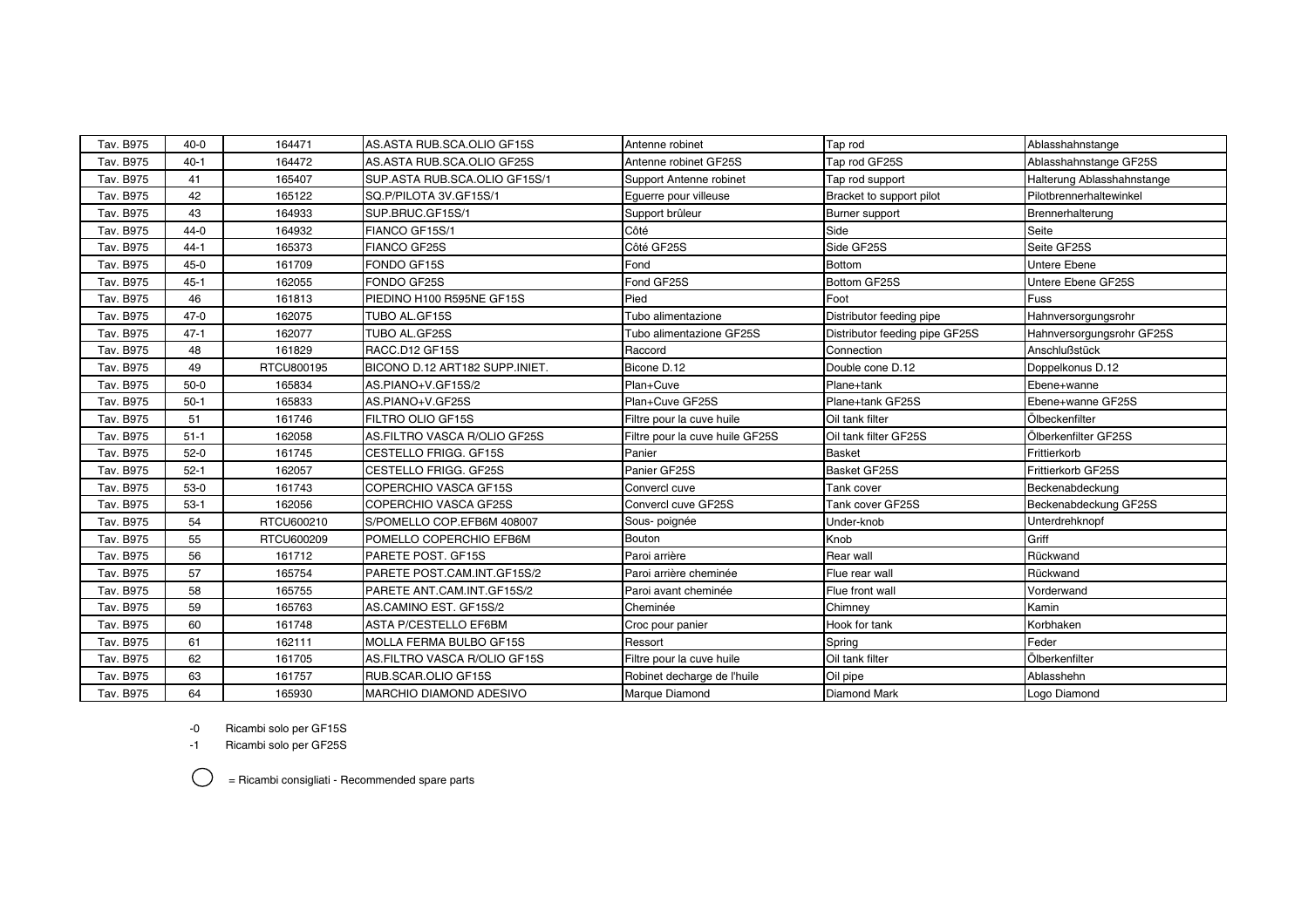| | | | | | | |
|---|---|---|---|---|---|---|
| Tav. B975 | 40-0 | 164471 | AS.ASTA RUB.SCA.OLIO GF15S | Antenne robinet | Tap rod | Ablasshahnstange |
| Tav. B975 | 40-1 | 164472 | AS.ASTA RUB.SCA.OLIO GF25S | Antenne robinet GF25S | Tap rod GF25S | Ablasshahnstange GF25S |
| Tav. B975 | 41 | 165407 | SUP.ASTA RUB.SCA.OLIO GF15S/1 | Support Antenne robinet | Tap rod support | Halterung Ablasshahnstange |
| Tav. B975 | 42 | 165122 | SQ.P/PILOTA 3V.GF15S/1 | Eguerre pour villeuse | Bracket to support pilot | Pilotbrennerhaltewinkel |
| Tav. B975 | 43 | 164933 | SUP.BRUC.GF15S/1 | Support brûleur | Burner support | Brennerhalterung |
| Tav. B975 | 44-0 | 164932 | FIANCO GF15S/1 | Côté | Side | Seite |
| Tav. B975 | 44-1 | 165373 | FIANCO GF25S | Côté GF25S | Side GF25S | Seite GF25S |
| Tav. B975 | 45-0 | 161709 | FONDO GF15S | Fond | Bottom | Untere Ebene |
| Tav. B975 | 45-1 | 162055 | FONDO GF25S | Fond GF25S | Bottom GF25S | Untere Ebene GF25S |
| Tav. B975 | 46 | 161813 | PIEDINO H100 R595NE GF15S | Pied | Foot | Fuss |
| Tav. B975 | 47-0 | 162075 | TUBO AL.GF15S | Tubo alimentazione | Distributor feeding pipe | Hahnversorgungsrohr |
| Tav. B975 | 47-1 | 162077 | TUBO AL.GF25S | Tubo alimentazione GF25S | Distributor feeding pipe GF25S | Hahnversorgungsrohr GF25S |
| Tav. B975 | 48 | 161829 | RACC.D12 GF15S | Raccord | Connection | Anschlußstück |
| Tav. B975 | 49 | RTCU800195 | BICONO D.12 ART182 SUPP.INIET. | Bicone D.12 | Double cone D.12 | Doppelkonus D.12 |
| Tav. B975 | 50-0 | 165834 | AS.PIANO+V.GF15S/2 | Plan+Cuve | Plane+tank | Ebene+wanne |
| Tav. B975 | 50-1 | 165833 | AS.PIANO+V.GF25S | Plan+Cuve GF25S | Plane+tank GF25S | Ebene+wanne GF25S |
| Tav. B975 | 51 | 161746 | FILTRO OLIO GF15S | Filtre pour la cuve huile | Oil tank filter | Ölbeckenfilter |
| Tav. B975 | 51-1 | 162058 | AS.FILTRO VASCA R/OLIO GF25S | Filtre pour la cuve huile GF25S | Oil tank filter GF25S | Ölberkenfilter GF25S |
| Tav. B975 | 52-0 | 161745 | CESTELLO FRIGG. GF15S | Panier | Basket | Frittierkorb |
| Tav. B975 | 52-1 | 162057 | CESTELLO FRIGG. GF25S | Panier GF25S | Basket GF25S | Frittierkorb GF25S |
| Tav. B975 | 53-0 | 161743 | COPERCHIO VASCA GF15S | Convercl cuve | Tank cover | Beckenabdeckung |
| Tav. B975 | 53-1 | 162056 | COPERCHIO VASCA GF25S | Convercl cuve GF25S | Tank cover GF25S | Beckenabdeckung GF25S |
| Tav. B975 | 54 | RTCU600210 | S/POMELLO COP.EFB6M 408007 | Sous- poignée | Under-knob | Unterdrehknopf |
| Tav. B975 | 55 | RTCU600209 | POMELLO COPERCHIO EFB6M | Bouton | Knob | Griff |
| Tav. B975 | 56 | 161712 | PARETE POST. GF15S | Paroi arrière | Rear wall | Rückwand |
| Tav. B975 | 57 | 165754 | PARETE POST.CAM.INT.GF15S/2 | Paroi arrière cheminée | Flue rear wall | Rückwand |
| Tav. B975 | 58 | 165755 | PARETE ANT.CAM.INT.GF15S/2 | Paroi avant cheminée | Flue front wall | Vorderwand |
| Tav. B975 | 59 | 165763 | AS.CAMINO EST. GF15S/2 | Cheminée | Chimney | Kamin |
| Tav. B975 | 60 | 161748 | ASTA P/CESTELLO EF6BM | Croc pour panier | Hook for tank | Korbhaken |
| Tav. B975 | 61 | 162111 | MOLLA FERMA BULBO GF15S | Ressort | Spring | Feder |
| Tav. B975 | 62 | 161705 | AS.FILTRO VASCA R/OLIO GF15S | Filtre pour la cuve huile | Oil tank filter | Ölberkenfilter |
| Tav. B975 | 63 | 161757 | RUB.SCAR.OLIO GF15S | Robinet decharge de l'huile | Oil pipe | Ablasshehn |
| Tav. B975 | 64 | 165930 | MARCHIO DIAMOND ADESIVO | Marque Diamond | Diamond Mark | Logo Diamond |

-0 Ricambi solo per GF15S

-1 Ricambi solo per GF25S

◯ = Ricambi consigliati - Recommended spare parts